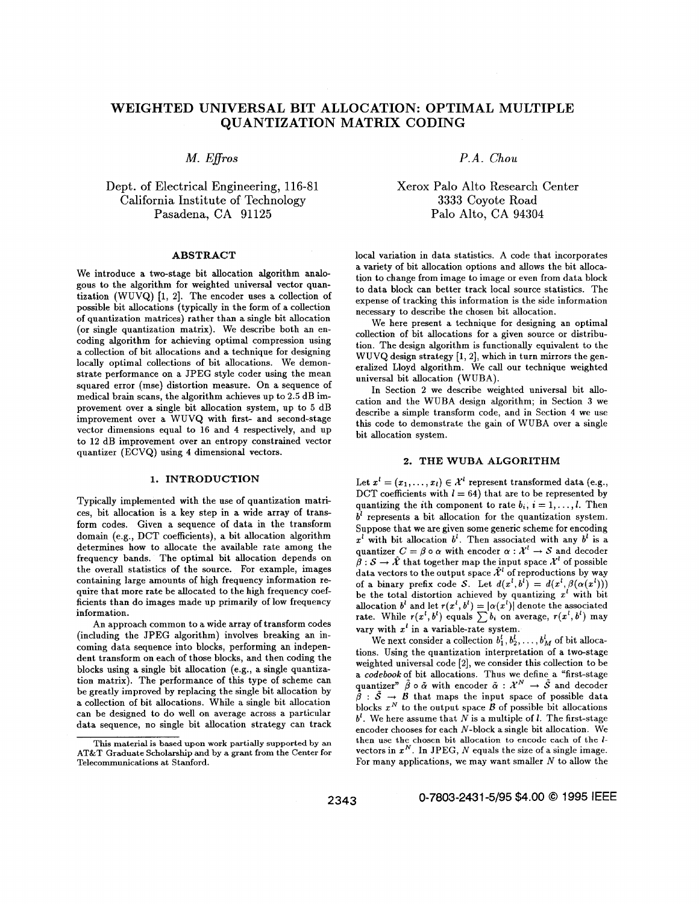# WEIGHTED UNIVERSAL BIT ALLOCATION: OPTIMAL MULTIPLE QUANTIZATION MATRIX CODING

*M. Effros*

Dept. of Electrical Engineering, 116-81
California Institute of Technology
Pasadena, CA 91125

*P.A. Chou*

Xerox Palo Alto Research Center
3333 Coyote Road
Palo Alto, CA 94304

## ABSTRACT

We introduce a two-stage bit allocation algorithm analogous to the algorithm for weighted universal vector quantization (WUVQ) [1, 2]. The encoder uses a collection of possible bit allocations (typically in the form of a collection of quantization matrices) rather than a single bit allocation (or single quantization matrix). We describe both an encoding algorithm for achieving optimal compression using a collection of bit allocations and a technique for designing locally optimal collections of bit allocations. We demonstrate performance on a JPEG style coder using the mean squared error (mse) distortion measure. On a sequence of medical brain scans, the algorithm achieves up to 2.5 dB improvement over a single bit allocation system, up to 5 dB improvement over a WUVQ with first- and second-stage vector dimensions equal to 16 and 4 respectively, and up to 12 dB improvement over an entropy constrained vector quantizer (ECVQ) using 4 dimensional vectors.

## 1. INTRODUCTION

Typically implemented with the use of quantization matrices, bit allocation is a key step in a wide array of transform codes. Given a sequence of data in the transform domain (e.g., DCT coefficients), a bit allocation algorithm determines how to allocate the available rate among the frequency bands. The optimal bit allocation depends on the overall statistics of the source. For example, images containing large amounts of high frequency information require that more rate be allocated to the high frequency coefficients than do images made up primarily of low frequency information.

An approach common to a wide array of transform codes (including the JPEG algorithm) involves breaking an incoming data sequence into blocks, performing an independent transform on each of those blocks, and then coding the blocks using a single bit allocation (e.g., a single quantization matrix). The performance of this type of scheme can be greatly improved by replacing the single bit allocation by a collection of bit allocations. While a single bit allocation can be designed to do well on average across a particular data sequence, no single bit allocation strategy can track local variation in data statistics. A code that incorporates a variety of bit allocation options and allows the bit allocation to change from image to image or even from data block to data block can better track local source statistics. The expense of tracking this information is the side information necessary to describe the chosen bit allocation.

This material is based upon work partially supported by an AT&T Graduate Scholarship and by a grant from the Center for Telecommunications at Stanford.

We here present a technique for designing an optimal collection of bit allocations for a given source or distribution. The design algorithm is functionally equivalent to the WUVQ design strategy [1, 2], which in turn mirrors the generalized Lloyd algorithm. We call our technique weighted universal bit allocation (WUBA).

In Section 2 we describe weighted universal bit allocation and the WUBA design algorithm; in Section 3 we describe a simple transform code, and in Section 4 we use this code to demonstrate the gain of WUBA over a single bit allocation system.

## 2. THE WUBA ALGORITHM

Let $x^l = (x_1, \ldots, x_l) \in \mathcal{X}^l$ represent transformed data (e.g., DCT coefficients with $l = 64$) that are to be represented by quantizing the $i$th component to rate $b_i$, $i = 1, \ldots, l$. Then $b^l$ represents a bit allocation for the quantization system. Suppose that we are given some generic scheme for encoding $x^l$ with bit allocation $b^l$. Then associated with any $b^l$ is a quantizer $C = \beta \circ \alpha$ with encoder $\alpha : \mathcal{X}^l \to \mathcal{S}$ and decoder $\beta : \mathcal{S} \to \hat{\mathcal{X}}$ that together map the input space $\mathcal{X}^l$ of possible data vectors to the output space $\hat{\mathcal{X}}^l$ of reproductions by way of a binary prefix code $\mathcal{S}$. Let $d(x^l, b^l) = d(x^l, \beta(\alpha(x^l)))$ be the total distortion achieved by quantizing $x^l$ with bit allocation $b^l$ and let $r(x^l, b^l) = |\alpha(x^l)|$ denote the associated rate. While $r(x^l, b^l)$ equals $\sum b_i$ on average, $r(x^l, b^l)$ may vary with $x^l$ in a variable-rate system.

We next consider a collection $b_1^l, b_2^l, \ldots, b_M^l$ of bit allocations. Using the quantization interpretation of a two-stage weighted universal code [2], we consider this collection to be a *codebook* of bit allocations. Thus we define a "first-stage quantizer" $\tilde{\beta} \circ \tilde{\alpha}$ with encoder $\tilde{\alpha} : \mathcal{X}^N \to \tilde{\mathcal{S}}$ and decoder $\tilde{\beta} : \tilde{\mathcal{S}} \to \mathcal{B}$ that maps the input space of possible data blocks $x^N$ to the output space $\mathcal{B}$ of possible bit allocations $b^l$. We here assume that $N$ is a multiple of $l$. The first-stage encoder chooses for each $N$-block a single bit allocation. We then use the chosen bit allocation to encode each of the $l$-vectors in $x^N$. In JPEG, $N$ equals the size of a single image. For many applications, we may want smaller $N$ to allow the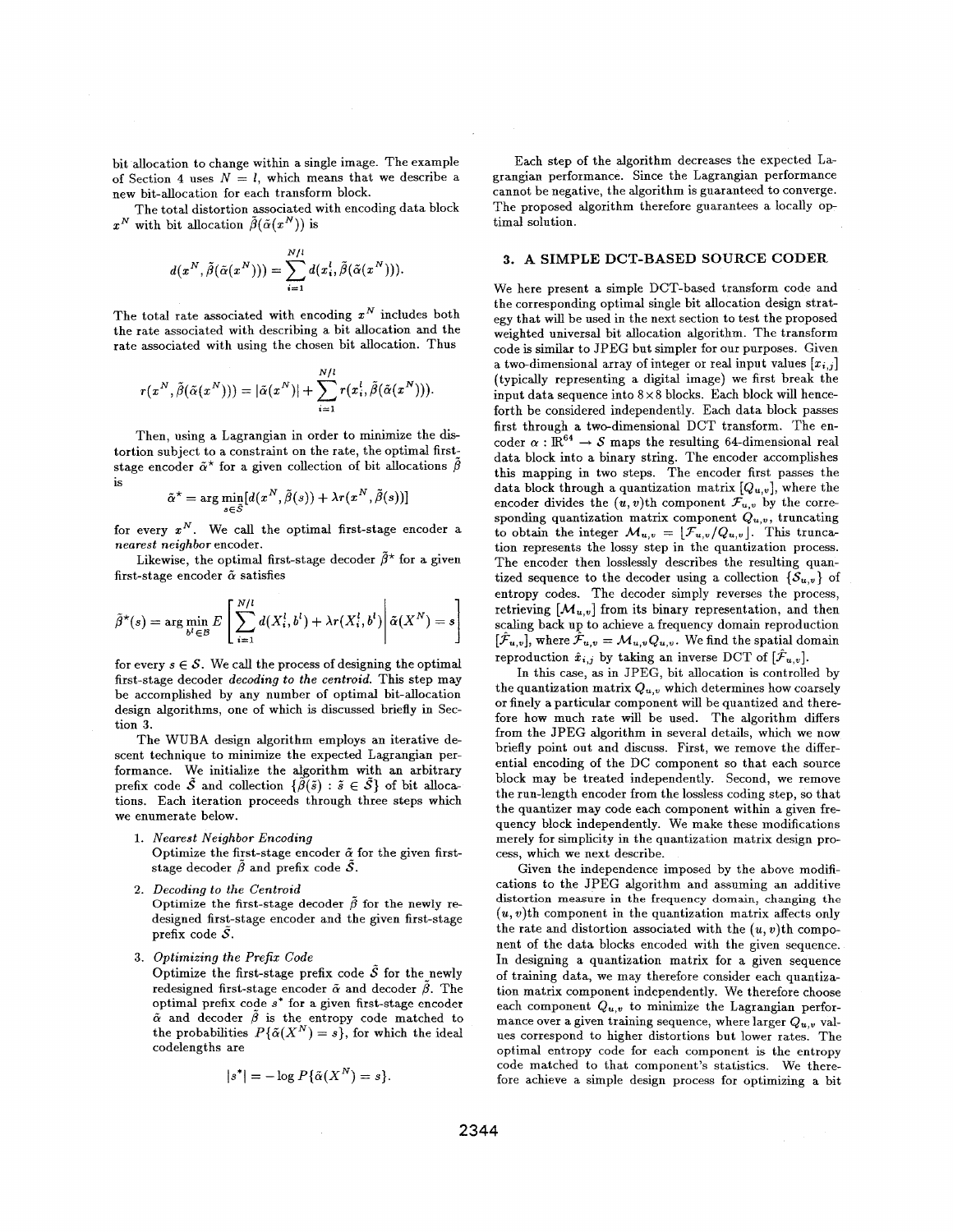bit allocation to change within a single image. The example of Section 4 uses $N = l$, which means that we describe a new bit-allocation for each transform block.

The total distortion associated with encoding data block $x^N$ with bit allocation $\tilde{\beta}(\tilde{\alpha}(x^N))$ is

$$d(x^N, \tilde{\beta}(\tilde{\alpha}(x^N))) = \sum_{i=1}^{N/l} d(x_i^l, \tilde{\beta}(\tilde{\alpha}(x^N))).$$

The total rate associated with encoding $x^N$ includes both the rate associated with describing a bit allocation and the rate associated with using the chosen bit allocation. Thus

$$r(x^N, \tilde{\beta}(\tilde{\alpha}(x^N))) = |\tilde{\alpha}(x^N)| + \sum_{i=1}^{N/l} r(x_i^l, \tilde{\beta}(\tilde{\alpha}(x^N))).$$

Then, using a Lagrangian in order to minimize the distortion subject to a constraint on the rate, the optimal first-stage encoder $\tilde{\alpha}^*$ for a given collection of bit allocations $\tilde{\beta}$ is

$$\tilde{\alpha}^* = \arg\min_{s \in \tilde{S}} [d(x^N, \tilde{\beta}(s)) + \lambda r(x^N, \tilde{\beta}(s))]$$

for every $x^N$. We call the optimal first-stage encoder a *nearest neighbor* encoder.

Likewise, the optimal first-stage decoder $\tilde{\beta}^*$ for a given first-stage encoder $\tilde{\alpha}$ satisfies

$$\tilde{\beta}^*(s) = \arg\min_{b^l \in \mathcal{B}} E\left[ \sum_{i=1}^{N/l} d(X_i^l, b^l) + \lambda r(X_i^l, b^l) \middle| \tilde{\alpha}(X^N) = s \right]$$

for every $s \in \mathcal{S}$. We call the process of designing the optimal first-stage decoder *decoding to the centroid*. This step may be accomplished by any number of optimal bit-allocation design algorithms, one of which is discussed briefly in Section 3.

The WUBA design algorithm employs an iterative descent technique to minimize the expected Lagrangian performance. We initialize the algorithm with an arbitrary prefix code $\tilde{\mathcal{S}}$ and collection $\{\tilde{\beta}(\tilde{s}) : \tilde{s} \in \tilde{\mathcal{S}}\}$ of bit allocations. Each iteration proceeds through three steps which we enumerate below.

1. *Nearest Neighbor Encoding*
   Optimize the first-stage encoder $\tilde{\alpha}$ for the given first-stage decoder $\tilde{\beta}$ and prefix code $\tilde{\mathcal{S}}$.

2. *Decoding to the Centroid*
   Optimize the first-stage decoder $\tilde{\beta}$ for the newly redesigned first-stage encoder and the given first-stage prefix code $\tilde{\mathcal{S}}$.

3. *Optimizing the Prefix Code*
   Optimize the first-stage prefix code $\tilde{\mathcal{S}}$ for the newly redesigned first-stage encoder $\tilde{\alpha}$ and decoder $\tilde{\beta}$. The optimal prefix code $s^*$ for a given first-stage encoder $\tilde{\alpha}$ and decoder $\tilde{\beta}$ is the entropy code matched to the probabilities $P\{\tilde{\alpha}(X^N) = s\}$, for which the ideal codelengths are

$$|s^*| = -\log P\{\tilde{\alpha}(X^N) = s\}.$$

Each step of the algorithm decreases the expected Lagrangian performance. Since the Lagrangian performance cannot be negative, the algorithm is guaranteed to converge. The proposed algorithm therefore guarantees a locally optimal solution.

## 3. A SIMPLE DCT-BASED SOURCE CODER

We here present a simple DCT-based transform code and the corresponding optimal single bit allocation design strategy that will be used in the next section to test the proposed weighted universal bit allocation algorithm. The transform code is similar to JPEG but simpler for our purposes. Given a two-dimensional array of integer or real input values $[x_{i,j}]$ (typically representing a digital image) we first break the input data sequence into $8 \times 8$ blocks. Each block will henceforth be considered independently. Each data block passes first through a two-dimensional DCT transform. The encoder $\alpha : \mathbb{R}^{64} \to \mathcal{S}$ maps the resulting 64-dimensional real data block into a binary string. The encoder accomplishes this mapping in two steps. The encoder first passes the data block through a quantization matrix $[Q_{u,v}]$, where the encoder divides the $(u, v)$th component $\mathcal{F}_{u,v}$ by the corresponding quantization matrix component $Q_{u,v}$, truncating to obtain the integer $\mathcal{M}_{u,v} = \lfloor \mathcal{F}_{u,v}/Q_{u,v} \rfloor$. This truncation represents the lossy step in the quantization process. The encoder then losslessly describes the resulting quantized sequence to the decoder using a collection $\{\mathcal{S}_{u,v}\}$ of entropy codes. The decoder simply reverses the process, retrieving $[\mathcal{M}_{u,v}]$ from its binary representation, and then scaling back up to achieve a frequency domain reproduction $[\hat{\mathcal{F}}_{u,v}]$, where $\hat{\mathcal{F}}_{u,v} = \mathcal{M}_{u,v} Q_{u,v}$. We find the spatial domain reproduction $\hat{x}_{i,j}$ by taking an inverse DCT of $[\hat{\mathcal{F}}_{u,v}]$.

In this case, as in JPEG, bit allocation is controlled by the quantization matrix $Q_{u,v}$ which determines how coarsely or finely a particular component will be quantized and therefore how much rate will be used. The algorithm differs from the JPEG algorithm in several details, which we now briefly point out and discuss. First, we remove the differential encoding of the DC component so that each source block may be treated independently. Second, we remove the run-length encoder from the lossless coding step, so that the quantizer may code each component within a given frequency block independently. We make these modifications merely for simplicity in the quantization matrix design process, which we next describe.

Given the independence imposed by the above modifications to the JPEG algorithm and assuming an additive distortion measure in the frequency domain, changing the $(u, v)$th component in the quantization matrix affects only the rate and distortion associated with the $(u, v)$th component of the data blocks encoded with the given sequence. In designing a quantization matrix for a given sequence of training data, we may therefore consider each quantization matrix component independently. We therefore choose each component $Q_{u,v}$ to minimize the Lagrangian performance over a given training sequence, where larger $Q_{u,v}$ values correspond to higher distortions but lower rates. The optimal entropy code for each component is the entropy code matched to that component's statistics. We therefore achieve a simple design process for optimizing a bit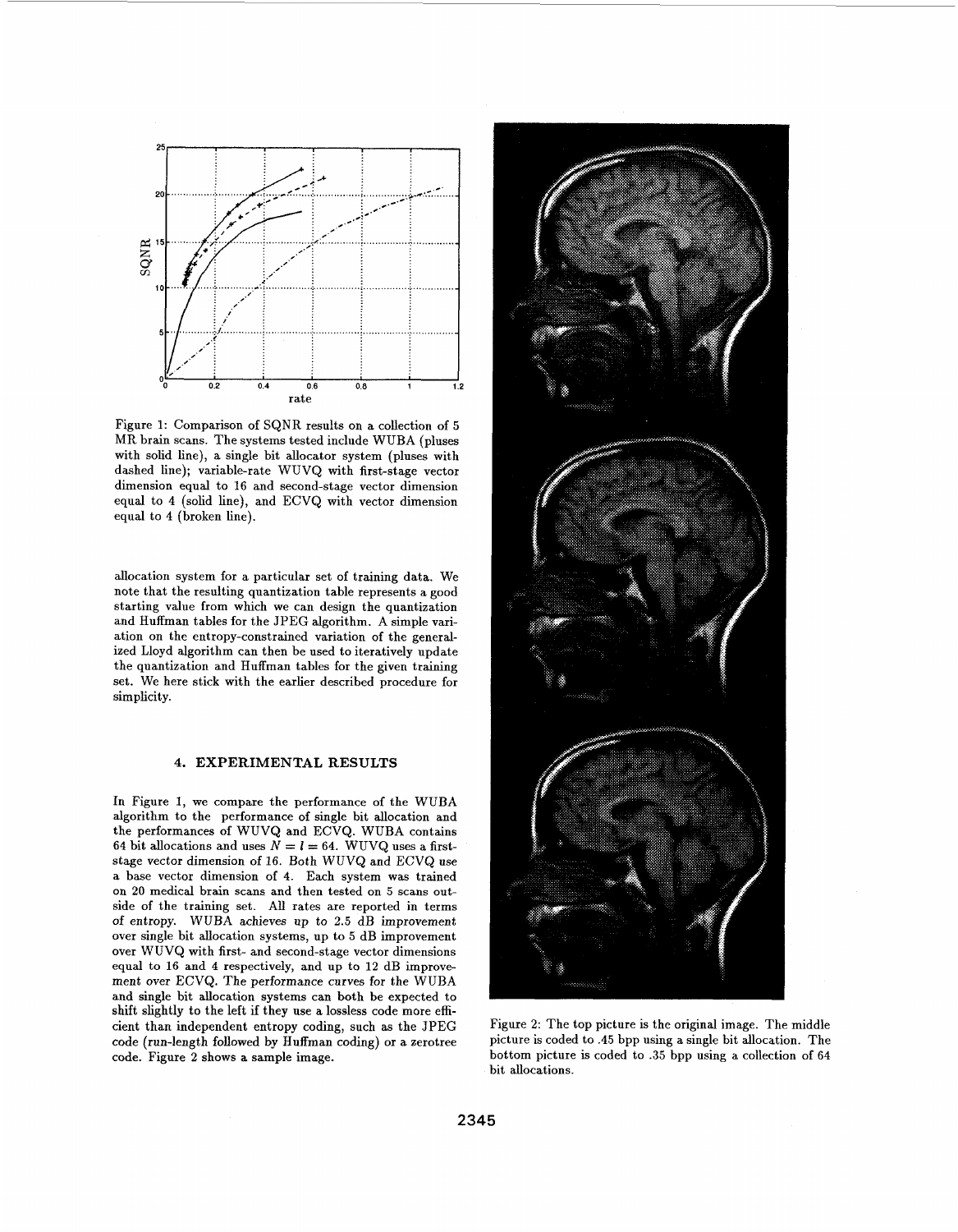Figure 1: Comparison of SQNR results on a collection of 5 MR brain scans. The systems tested include WUBA (pluses with solid line), a single bit allocator system (pluses with dashed line); variable-rate WUVQ with first-stage vector dimension equal to 16 and second-stage vector dimension equal to 4 (solid line), and ECVQ with vector dimension equal to 4 (broken line).

allocation system for a particular set of training data. We note that the resulting quantization table represents a good starting value from which we can design the quantization and Huffman tables for the JPEG algorithm. A simple variation on the entropy-constrained variation of the generalized Lloyd algorithm can then be used to iteratively update the quantization and Huffman tables for the given training set. We here stick with the earlier described procedure for simplicity.

## 4. EXPERIMENTAL RESULTS

In Figure 1, we compare the performance of the WUBA algorithm to the performance of single bit allocation and the performances of WUVQ and ECVQ. WUBA contains 64 bit allocations and uses $N = l = 64$. WUVQ uses a first-stage vector dimension of 16. Both WUVQ and ECVQ use a base vector dimension of 4. Each system was trained on 20 medical brain scans and then tested on 5 scans outside of the training set. All rates are reported in terms of entropy. WUBA achieves up to 2.5 dB improvement over single bit allocation systems, up to 5 dB improvement over WUVQ with first- and second-stage vector dimensions equal to 16 and 4 respectively, and up to 12 dB improvement over ECVQ. The performance curves for the WUBA and single bit allocation systems can both be expected to shift slightly to the left if they use a lossless code more efficient than independent entropy coding, such as the JPEG code (run-length followed by Huffman coding) or a zerotree code. Figure 2 shows a sample image.

Figure 2: The top picture is the original image. The middle picture is coded to .45 bpp using a single bit allocation. The bottom picture is coded to .35 bpp using a collection of 64 bit allocations.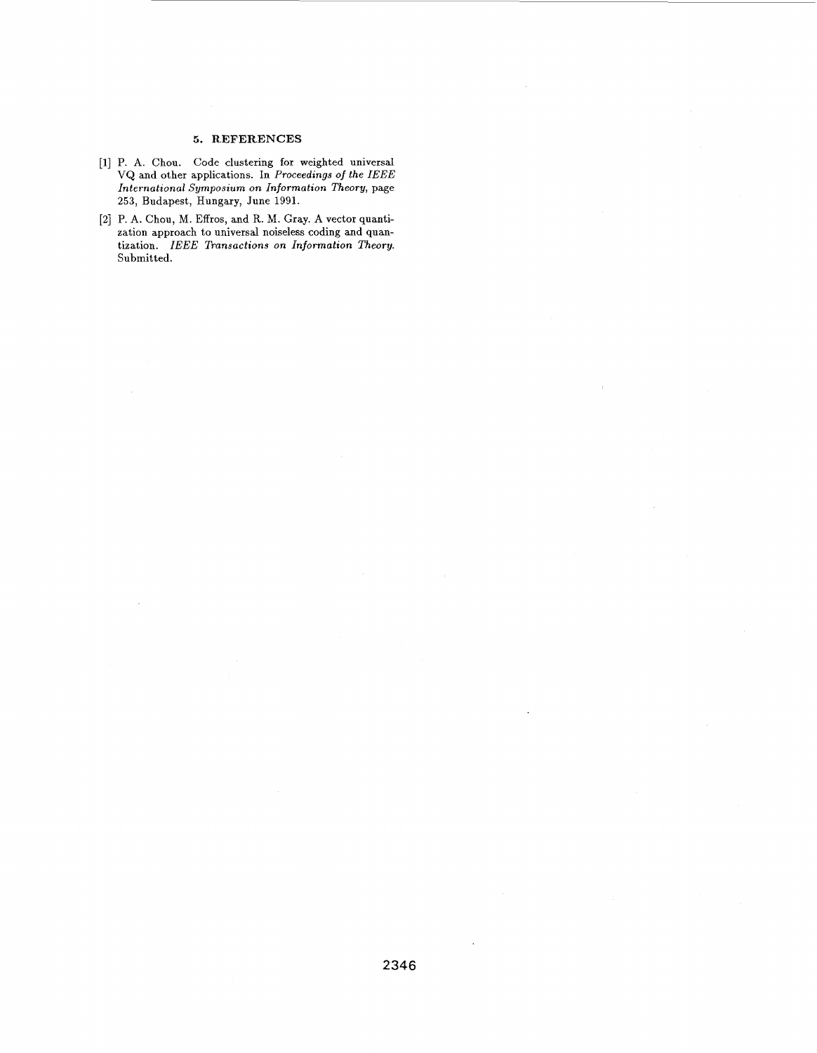## 5. REFERENCES

[1] P. A. Chou. Code clustering for weighted universal VQ and other applications. In *Proceedings of the IEEE International Symposium on Information Theory*, page 253, Budapest, Hungary, June 1991.

[2] P. A. Chou, M. Effros, and R. M. Gray. A vector quantization approach to universal noiseless coding and quantization. *IEEE Transactions on Information Theory.* Submitted.